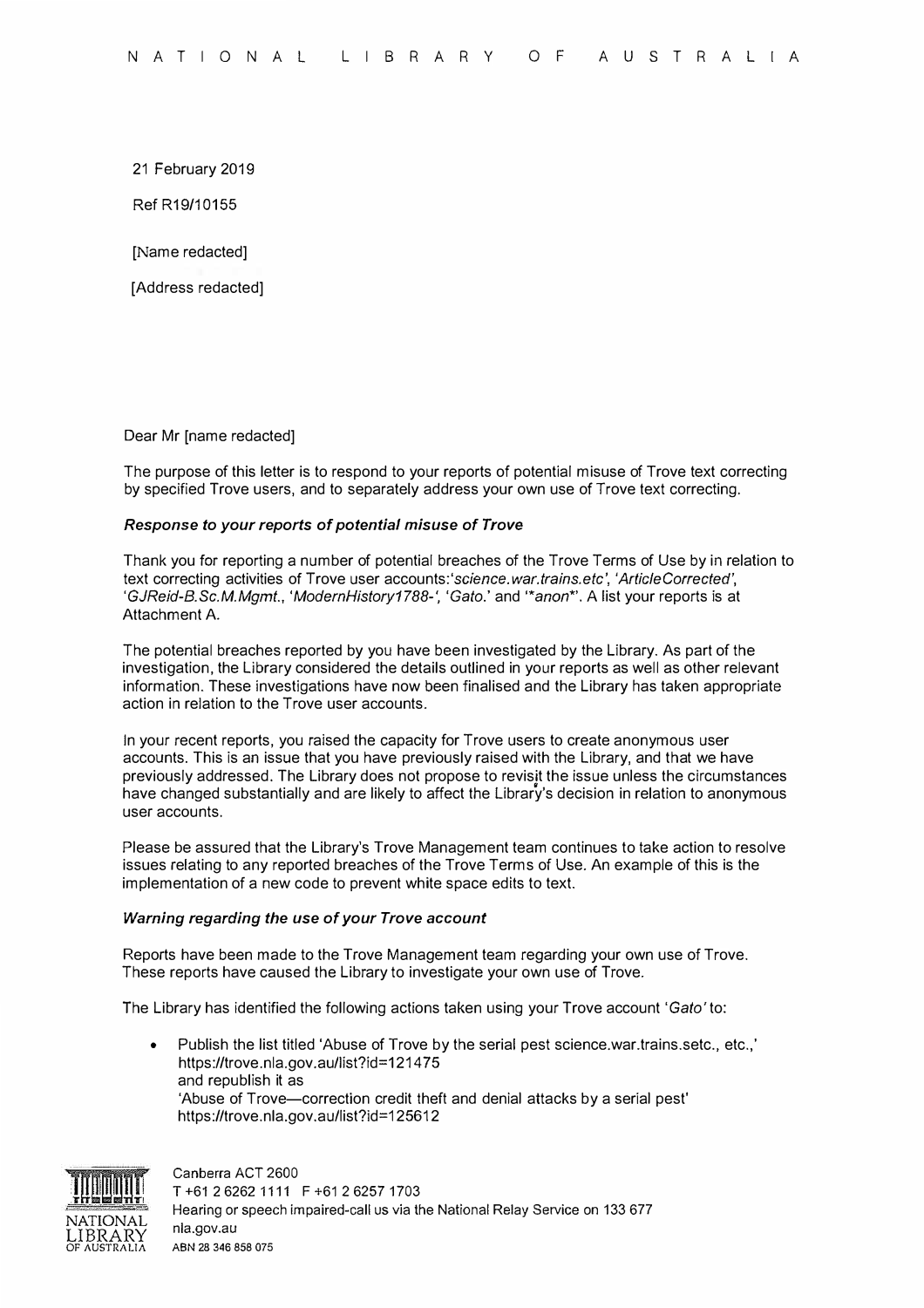N A T I O N A L   L I B R A R Y   O F   A U S T R A L I A

21 February 2019

Ref R19/10155

[Name redacted]

[Address redacted]

Dear Mr [name redacted]

The purpose of this letter is to respond to your reports of potential misuse of Trove text correcting by specified Trove users, and to separately address your own use of Trove text correcting.

***Response to your reports of potential misuse of Trove***

Thank you for reporting a number of potential breaches of the Trove Terms of Use by in relation to text correcting activities of Trove user accounts:'*science.war.trains.etc*', '*ArticleCorrected*', '*GJReid-B.Sc.M.Mgmt.*, '*ModernHistory1788-*', '*Gato.*' and '*\*anon\**'. A list your reports is at Attachment A.

The potential breaches reported by you have been investigated by the Library. As part of the investigation, the Library considered the details outlined in your reports as well as other relevant information. These investigations have now been finalised and the Library has taken appropriate action in relation to the Trove user accounts.

In your recent reports, you raised the capacity for Trove users to create anonymous user accounts. This is an issue that you have previously raised with the Library, and that we have previously addressed. The Library does not propose to revisit the issue unless the circumstances have changed substantially and are likely to affect the Library's decision in relation to anonymous user accounts.

Please be assured that the Library's Trove Management team continues to take action to resolve issues relating to any reported breaches of the Trove Terms of Use. An example of this is the implementation of a new code to prevent white space edits to text.

***Warning regarding the use of your Trove account***

Reports have been made to the Trove Management team regarding your own use of Trove. These reports have caused the Library to investigate your own use of Trove.

The Library has identified the following actions taken using your Trove account '*Gato*' to:

- Publish the list titled 'Abuse of Trove by the serial pest science.war.trains.setc., etc.,' https://trove.nla.gov.au/list?id=121475 and republish it as 'Abuse of Trove—correction credit theft and denial attacks by a serial pest' https://trove.nla.gov.au/list?id=125612

Canberra ACT 2600
T +61 2 6262 1111 F +61 2 6257 1703
Hearing or speech impaired-call us via the National Relay Service on 133 677
nla.gov.au
ABN 28 346 858 075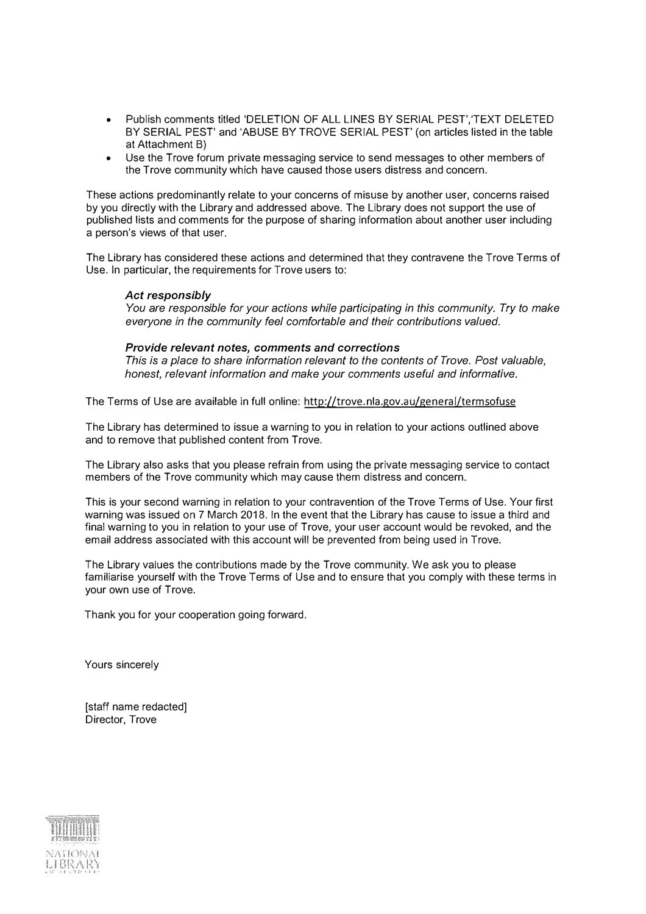- Publish comments titled 'DELETION OF ALL LINES BY SERIAL PEST','TEXT DELETED BY SERIAL PEST' and 'ABUSE BY TROVE SERIAL PEST' (on articles listed in the table at Attachment B)
- Use the Trove forum private messaging service to send messages to other members of the Trove community which have caused those users distress and concern.

These actions predominantly relate to your concerns of misuse by another user, concerns raised by you directly with the Library and addressed above. The Library does not support the use of published lists and comments for the purpose of sharing information about another user including a person's views of that user.

The Library has considered these actions and determined that they contravene the Trove Terms of Use. In particular, the requirements for Trove users to:

> ***Act responsibly***
> *You are responsible for your actions while participating in this community. Try to make everyone in the community feel comfortable and their contributions valued.*
>
> ***Provide relevant notes, comments and corrections***
> *This is a place to share information relevant to the contents of Trove. Post valuable, honest, relevant information and make your comments useful and informative.*

The Terms of Use are available in full online: http://trove.nla.gov.au/general/termsofuse

The Library has determined to issue a warning to you in relation to your actions outlined above and to remove that published content from Trove.

The Library also asks that you please refrain from using the private messaging service to contact members of the Trove community which may cause them distress and concern.

This is your second warning in relation to your contravention of the Trove Terms of Use. Your first warning was issued on 7 March 2018. In the event that the Library has cause to issue a third and final warning to you in relation to your use of Trove, your user account would be revoked, and the email address associated with this account will be prevented from being used in Trove.

The Library values the contributions made by the Trove community. We ask you to please familiarise yourself with the Trove Terms of Use and to ensure that you comply with these terms in your own use of Trove.

Thank you for your cooperation going forward.

Yours sincerely

[staff name redacted]
Director, Trove

NATIONAL LIBRARY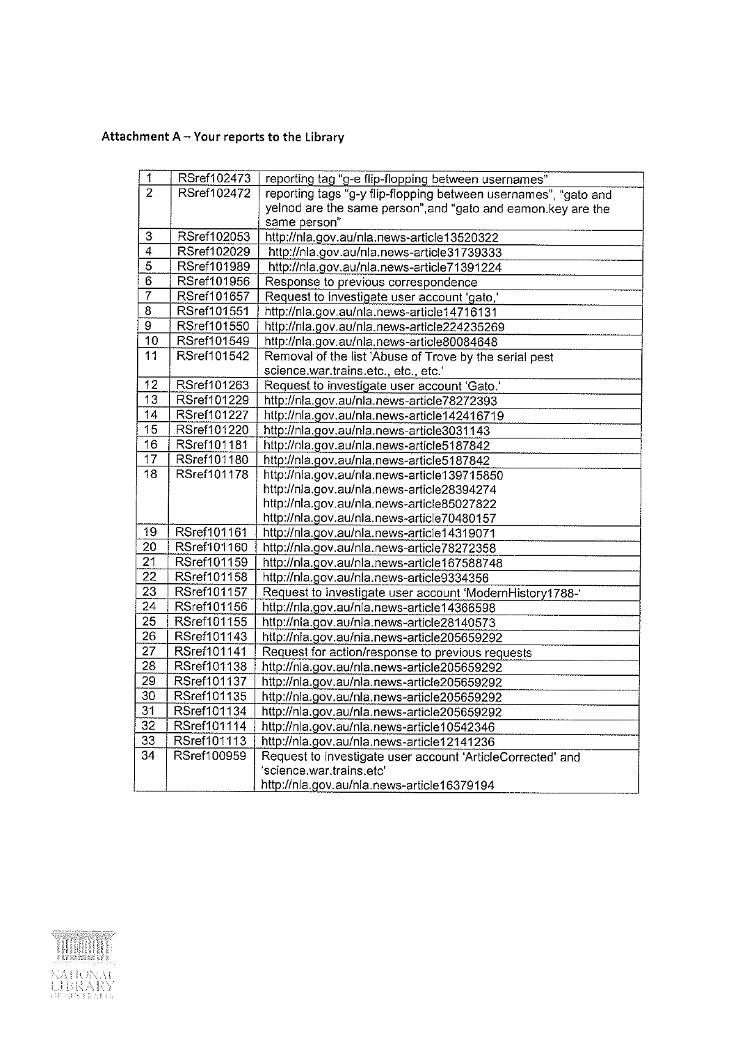**Attachment A – Your reports to the Library**

| 1 | RSref102473 | reporting tag "g-e flip-flopping between usernames" |
|---|---|---|
| 2 | RSref102472 | reporting tags "g-y flip-flopping between usernames", "gato and yelnod are the same person",and "gato and eamon.key are the same person" |
| 3 | RSref102053 | http://nla.gov.au/nla.news-article13520322 |
| 4 | RSref102029 | http://nla.gov.au/nla.news-article31739333 |
| 5 | RSref101989 | http://nla.gov.au/nla.news-article71391224 |
| 6 | RSref101956 | Response to previous correspondence |
| 7 | RSref101657 | Request to investigate user account 'gato,' |
| 8 | RSref101551 | http://nla.gov.au/nla.news-article14716131 |
| 9 | RSref101550 | http://nla.gov.au/nla.news-article224235269 |
| 10 | RSref101549 | http://nla.gov.au/nla.news-article80084648 |
| 11 | RSref101542 | Removal of the list 'Abuse of Trove by the serial pest science.war.trains.etc., etc., etc.' |
| 12 | RSref101263 | Request to investigate user account 'Gato.' |
| 13 | RSref101229 | http://nla.gov.au/nla.news-article78272393 |
| 14 | RSref101227 | http://nla.gov.au/nla.news-article142416719 |
| 15 | RSref101220 | http://nla.gov.au/nla.news-article3031143 |
| 16 | RSref101181 | http://nla.gov.au/nla.news-article5187842 |
| 17 | RSref101180 | http://nla.gov.au/nla.news-article5187842 |
| 18 | RSref101178 | http://nla.gov.au/nla.news-article139715850 http://nla.gov.au/nla.news-article28394274 http://nla.gov.au/nla.news-article85027822 http://nla.gov.au/nla.news-article70480157 |
| 19 | RSref101161 | http://nla.gov.au/nla.news-article14319071 |
| 20 | RSref101160 | http://nla.gov.au/nla.news-article78272358 |
| 21 | RSref101159 | http://nla.gov.au/nla.news-article167588748 |
| 22 | RSref101158 | http://nla.gov.au/nla.news-article9334356 |
| 23 | RSref101157 | Request to investigate user account 'ModernHistory1788-' |
| 24 | RSref101156 | http://nla.gov.au/nla.news-article14366598 |
| 25 | RSref101155 | http://nla.gov.au/nla.news-article28140573 |
| 26 | RSref101143 | http://nla.gov.au/nla.news-article205659292 |
| 27 | RSref101141 | Request for action/response to previous requests |
| 28 | RSref101138 | http://nla.gov.au/nla.news-article205659292 |
| 29 | RSref101137 | http://nla.gov.au/nla.news-article205659292 |
| 30 | RSref101135 | http://nla.gov.au/nla.news-article205659292 |
| 31 | RSref101134 | http://nla.gov.au/nla.news-article205659292 |
| 32 | RSref101114 | http://nla.gov.au/nla.news-article10542346 |
| 33 | RSref101113 | http://nla.gov.au/nla.news-article12141236 |
| 34 | RSref100959 | Request to investigate user account 'ArticleCorrected' and 'science.war.trains.etc' http://nla.gov.au/nla.news-article16379194 |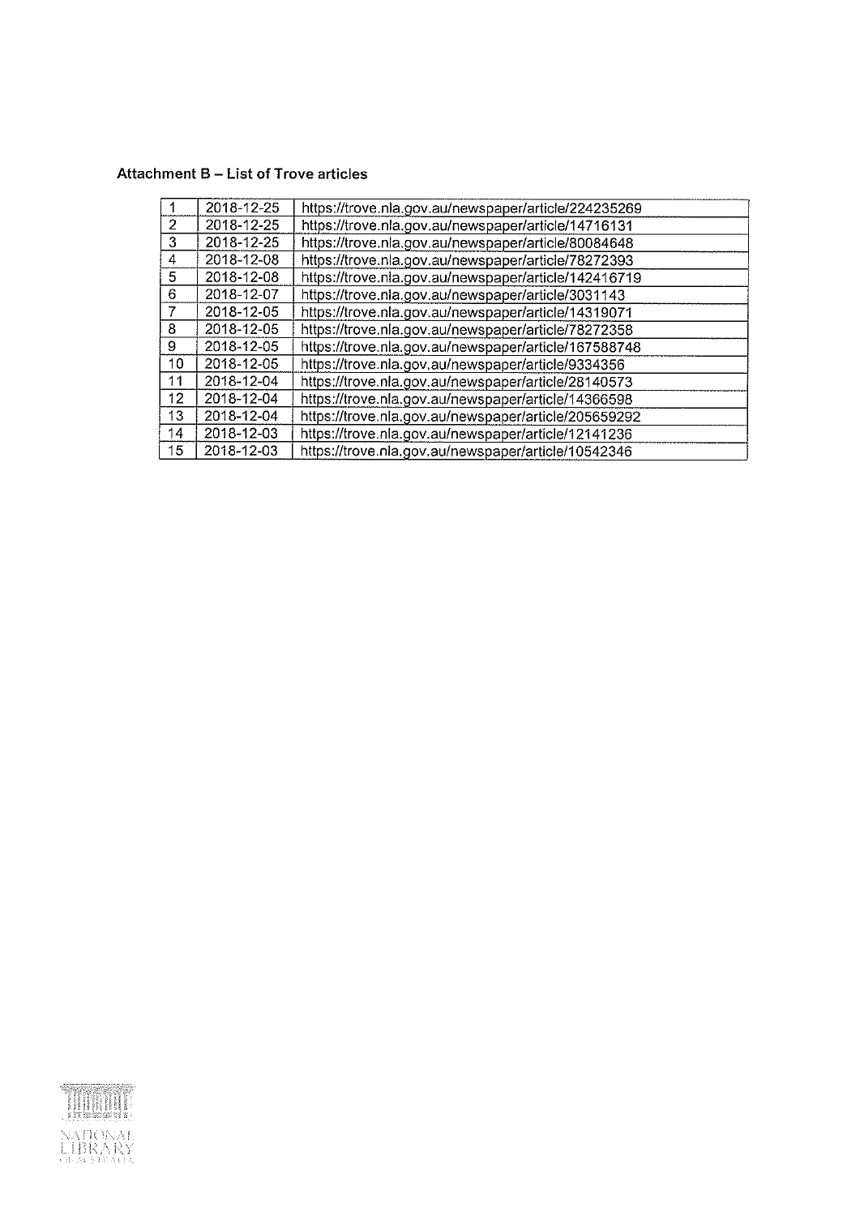**Attachment B – List of Trove articles**

| | | |
|---|---|---|
| 1 | 2018-12-25 | https://trove.nla.gov.au/newspaper/article/224235269 |
| 2 | 2018-12-25 | https://trove.nla.gov.au/newspaper/article/14716131 |
| 3 | 2018-12-25 | https://trove.nla.gov.au/newspaper/article/80084648 |
| 4 | 2018-12-08 | https://trove.nla.gov.au/newspaper/article/78272393 |
| 5 | 2018-12-08 | https://trove.nla.gov.au/newspaper/article/142416719 |
| 6 | 2018-12-07 | https://trove.nla.gov.au/newspaper/article/3031143 |
| 7 | 2018-12-05 | https://trove.nla.gov.au/newspaper/article/14319071 |
| 8 | 2018-12-05 | https://trove.nla.gov.au/newspaper/article/78272358 |
| 9 | 2018-12-05 | https://trove.nla.gov.au/newspaper/article/167588748 |
| 10 | 2018-12-05 | https://trove.nla.gov.au/newspaper/article/9334356 |
| 11 | 2018-12-04 | https://trove.nla.gov.au/newspaper/article/28140573 |
| 12 | 2018-12-04 | https://trove.nla.gov.au/newspaper/article/14366598 |
| 13 | 2018-12-04 | https://trove.nla.gov.au/newspaper/article/205659292 |
| 14 | 2018-12-03 | https://trove.nla.gov.au/newspaper/article/12141236 |
| 15 | 2018-12-03 | https://trove.nla.gov.au/newspaper/article/10542346 |